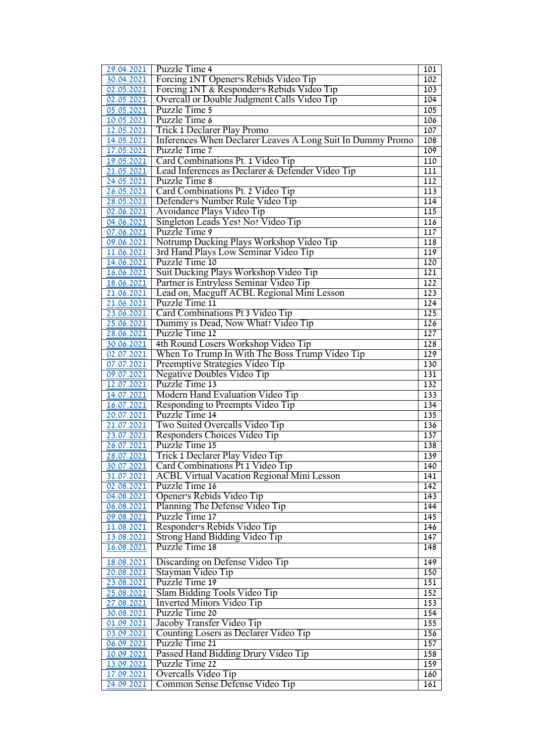| | | |
|---|---|---|
| 29.04.2021 | Puzzle Time 4 | 101 |
| 30.04.2021 | Forcing 1NT Opener's Rebids Video Tip | 102 |
| 02.05.2021 | Forcing 1NT & Responder's Rebids Video Tip | 103 |
| 02.05.2021 | Overcall or Double Judgment Calls Video Tip | 104 |
| 05.05.2021 | Puzzle Time 5 | 105 |
| 10.05.2021 | Puzzle Time 6 | 106 |
| 12.05.2021 | Trick 1 Declarer Play Promo | 107 |
| 14.05.2021 | Inferences When Declarer Leaves A Long Suit In Dummy Promo | 108 |
| 17.05.2021 | Puzzle Time 7 | 109 |
| 19.05.2021 | Card Combinations Pt. 1 Video Tip | 110 |
| 21.05.2021 | Lead Inferences as Declarer & Defender Video Tip | 111 |
| 24.05.2021 | Puzzle Time 8 | 112 |
| 26.05.2021 | Card Combinations Pt. 2 Video Tip | 113 |
| 28.05.2021 | Defender's Number Rule Video Tip | 114 |
| 02.06.2021 | Avoidance Plays Video Tip | 115 |
| 04.06.2021 | Singleton Leads Yes? No? Video Tip | 116 |
| 07.06.2021 | Puzzle Time 9 | 117 |
| 09.06.2021 | Notrump Ducking Plays Workshop Video Tip | 118 |
| 11.06.2021 | 3rd Hand Plays Low Seminar Video Tip | 119 |
| 14.06.2021 | Puzzle Time 10 | 120 |
| 16.06.2021 | Suit Ducking Plays Workshop Video Tip | 121 |
| 18.06.2021 | Partner is Entryless Seminar Video Tip | 122 |
| 21.06.2021 | Lead on, Macguff ACBL Regional Mini Lesson | 123 |
| 21.06.2021 | Puzzle Time 11 | 124 |
| 23.06.2021 | Card Combinations Pt 3 Video Tip | 125 |
| 25.06.2021 | Dummy is Dead, Now What? Video Tip | 126 |
| 28.06.2021 | Puzzle Time 12 | 127 |
| 30.06.2021 | 4th Round Losers Workshop Video Tip | 128 |
| 02.07.2021 | When To Trump In With The Boss Trump Video Tip | 129 |
| 07.07.2021 | Preemptive Strategies Video Tip | 130 |
| 09.07.2021 | Negative Doubles Video Tip | 131 |
| 12.07.2021 | Puzzle Time 13 | 132 |
| 14.07.2021 | Modern Hand Evaluation Video Tip | 133 |
| 16.07.2021 | Responding to Preempts Video Tip | 134 |
| 20.07.2021 | Puzzle Time 14 | 135 |
| 21.07.2021 | Two Suited Overcalls Video Tip | 136 |
| 23.07.2021 | Responders Choices Video Tip | 137 |
| 26.07.2021 | Puzzle Time 15 | 138 |
| 28.07.2021 | Trick 1 Declarer Play Video Tip | 139 |
| 30.07.2021 | Card Combinations Pt 1 Video Tip | 140 |
| 31.07.2021 | ACBL Virtual Vacation Regional Mini Lesson | 141 |
| 02.08.2021 | Puzzle Time 16 | 142 |
| 04.08.2021 | Opener's Rebids Video Tip | 143 |
| 06.08.2021 | Planning The Defense Video Tip | 144 |
| 09.08.2021 | Puzzle Time 17 | 145 |
| 11.08.2021 | Responder's Rebids Video Tip | 146 |
| 13.08.2021 | Strong Hand Bidding Video Tip | 147 |
| 16.08.2021 | Puzzle Time 18 | 148 |
| 18.08.2021 | Discarding on Defense Video Tip | 149 |
| 20.08.2021 | Stayman Video Tip | 150 |
| 23.08.2021 | Puzzle Time 19 | 151 |
| 25.08.2021 | Slam Bidding Tools Video Tip | 152 |
| 27.08.2021 | Inverted Minors Video Tip | 153 |
| 30.08.2021 | Puzzle Time 20 | 154 |
| 01.09.2021 | Jacoby Transfer Video Tip | 155 |
| 03.09.2021 | Counting Losers as Declarer Video Tip | 156 |
| 06.09.2021 | Puzzle Time 21 | 157 |
| 10.09.2021 | Passed Hand Bidding Drury Video Tip | 158 |
| 13.09.2021 | Puzzle Time 22 | 159 |
| 17.09.2021 | Overcalls Video Tip | 160 |
| 24.09.2021 | Common Sense Defense Video Tip | 161 |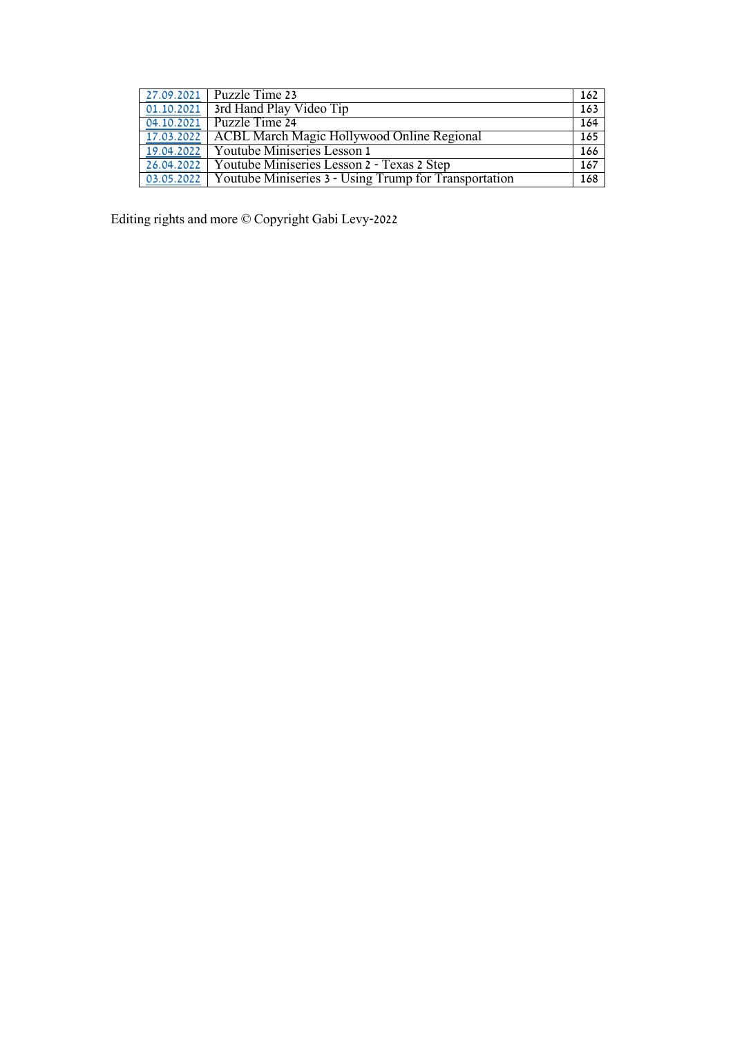| | | |
|---|---|---|
| 27.09.2021 | Puzzle Time 23 | 162 |
| 01.10.2021 | 3rd Hand Play Video Tip | 163 |
| 04.10.2021 | Puzzle Time 24 | 164 |
| 17.03.2022 | ACBL March Magic Hollywood Online Regional | 165 |
| 19.04.2022 | Youtube Miniseries Lesson 1 | 166 |
| 26.04.2022 | Youtube Miniseries Lesson 2 - Texas 2 Step | 167 |
| 03.05.2022 | Youtube Miniseries 3 - Using Trump for Transportation | 168 |

Editing rights and more © Copyright Gabi Levy-2022